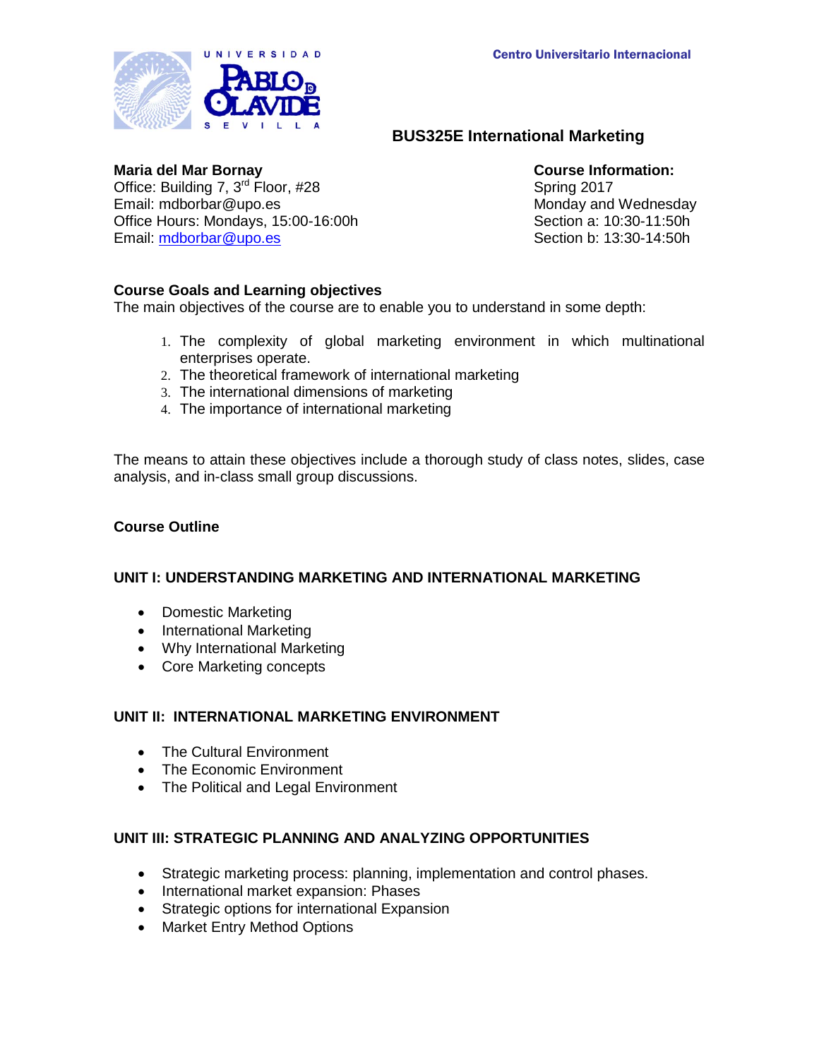Centro Universitario Internacional

# BUS325E International Marketing

**Maria del Mar Bornay**
Office: Building 7, 3rd Floor, #28
Email: mdborbar@upo.es
Office Hours: Mondays, 15:00-16:00h
Email: mdborbar@upo.es

**Course Information:**
Spring 2017
Monday and Wednesday
Section a: 10:30-11:50h
Section b: 13:30-14:50h

## Course Goals and Learning objectives

The main objectives of the course are to enable you to understand in some depth:

1. The complexity of global marketing environment in which multinational enterprises operate.
2. The theoretical framework of international marketing
3. The international dimensions of marketing
4. The importance of international marketing

The means to attain these objectives include a thorough study of class notes, slides, case analysis, and in-class small group discussions.

## Course Outline

### UNIT I: UNDERSTANDING MARKETING AND INTERNATIONAL MARKETING

- Domestic Marketing
- International Marketing
- Why International Marketing
- Core Marketing concepts

### UNIT II: INTERNATIONAL MARKETING ENVIRONMENT

- The Cultural Environment
- The Economic Environment
- The Political and Legal Environment

### UNIT III: STRATEGIC PLANNING AND ANALYZING OPPORTUNITIES

- Strategic marketing process: planning, implementation and control phases.
- International market expansion: Phases
- Strategic options for international Expansion
- Market Entry Method Options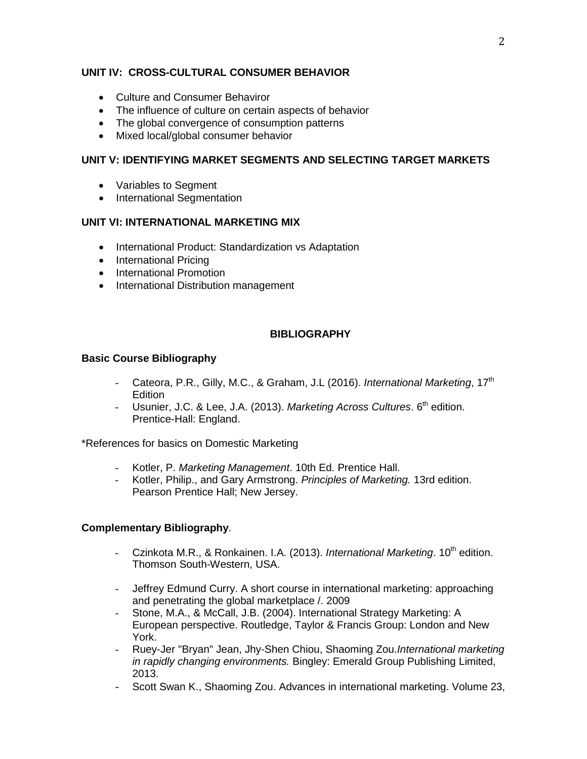## UNIT IV: CROSS-CULTURAL CONSUMER BEHAVIOR

- Culture and Consumer Behaviror
- The influence of culture on certain aspects of behavior
- The global convergence of consumption patterns
- Mixed local/global consumer behavior

## UNIT V: IDENTIFYING MARKET SEGMENTS AND SELECTING TARGET MARKETS

- Variables to Segment
- International Segmentation

## UNIT VI: INTERNATIONAL MARKETING MIX

- International Product: Standardization vs Adaptation
- International Pricing
- International Promotion
- International Distribution management

## BIBLIOGRAPHY

**Basic Course Bibliography**

- Cateora, P.R., Gilly, M.C., & Graham, J.L (2016). *International Marketing*, 17th Edition
- Usunier, J.C. & Lee, J.A. (2013). *Marketing Across Cultures*. 6th edition. Prentice-Hall: England.

*References for basics on Domestic Marketing

- Kotler, P. *Marketing Management*. 10th Ed. Prentice Hall.
- Kotler, Philip., and Gary Armstrong. *Principles of Marketing.* 13rd edition. Pearson Prentice Hall; New Jersey.

**Complementary Bibliography**.

- Czinkota M.R., & Ronkainen. I.A. (2013). *International Marketing*. 10th edition. Thomson South-Western, USA.
- Jeffrey Edmund Curry. A short course in international marketing: approaching and penetrating the global marketplace /. 2009
- Stone, M.A., & McCall, J.B. (2004). International Strategy Marketing: A European perspective. Routledge, Taylor & Francis Group: London and New York.
- Ruey-Jer "Bryan" Jean, Jhy-Shen Chiou, Shaoming Zou.*International marketing in rapidly changing environments.* Bingley: Emerald Group Publishing Limited, 2013.
- Scott Swan K., Shaoming Zou. Advances in international marketing. Volume 23,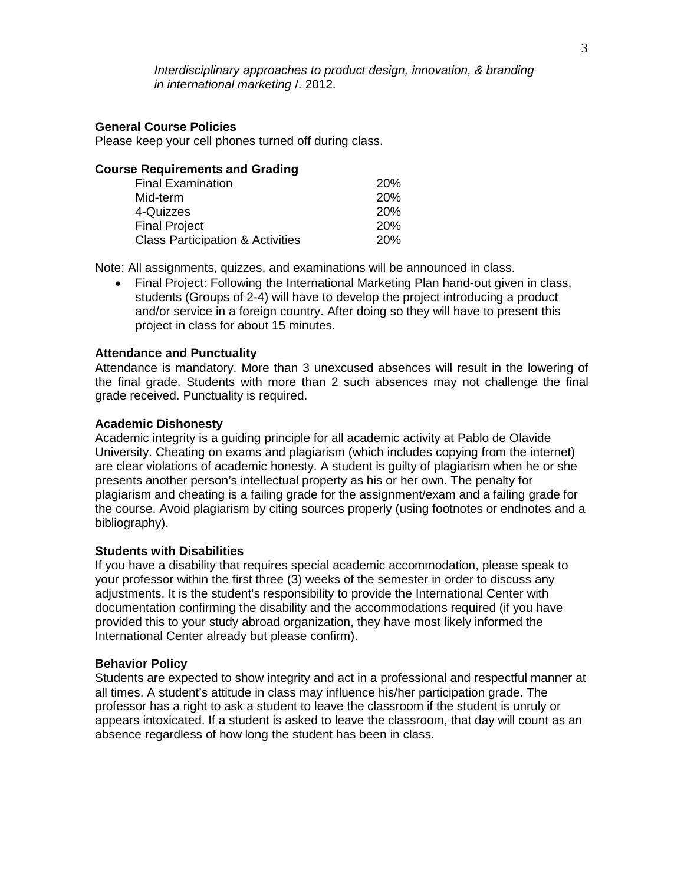*Interdisciplinary approaches to product design, innovation, & branding in international marketing* /. 2012.

**General Course Policies**

Please keep your cell phones turned off during class.

**Course Requirements and Grading**

| | |
|---|---|
| Final Examination | 20% |
| Mid-term | 20% |
| 4-Quizzes | 20% |
| Final Project | 20% |
| Class Participation & Activities | 20% |

Note: All assignments, quizzes, and examinations will be announced in class.

- Final Project: Following the International Marketing Plan hand-out given in class, students (Groups of 2-4) will have to develop the project introducing a product and/or service in a foreign country. After doing so they will have to present this project in class for about 15 minutes.

**Attendance and Punctuality**

Attendance is mandatory. More than 3 unexcused absences will result in the lowering of the final grade. Students with more than 2 such absences may not challenge the final grade received. Punctuality is required.

**Academic Dishonesty**

Academic integrity is a guiding principle for all academic activity at Pablo de Olavide University. Cheating on exams and plagiarism (which includes copying from the internet) are clear violations of academic honesty. A student is guilty of plagiarism when he or she presents another person's intellectual property as his or her own. The penalty for plagiarism and cheating is a failing grade for the assignment/exam and a failing grade for the course. Avoid plagiarism by citing sources properly (using footnotes or endnotes and a bibliography).

**Students with Disabilities**

If you have a disability that requires special academic accommodation, please speak to your professor within the first three (3) weeks of the semester in order to discuss any adjustments. It is the student's responsibility to provide the International Center with documentation confirming the disability and the accommodations required (if you have provided this to your study abroad organization, they have most likely informed the International Center already but please confirm).

**Behavior Policy**

Students are expected to show integrity and act in a professional and respectful manner at all times. A student's attitude in class may influence his/her participation grade. The professor has a right to ask a student to leave the classroom if the student is unruly or appears intoxicated. If a student is asked to leave the classroom, that day will count as an absence regardless of how long the student has been in class.